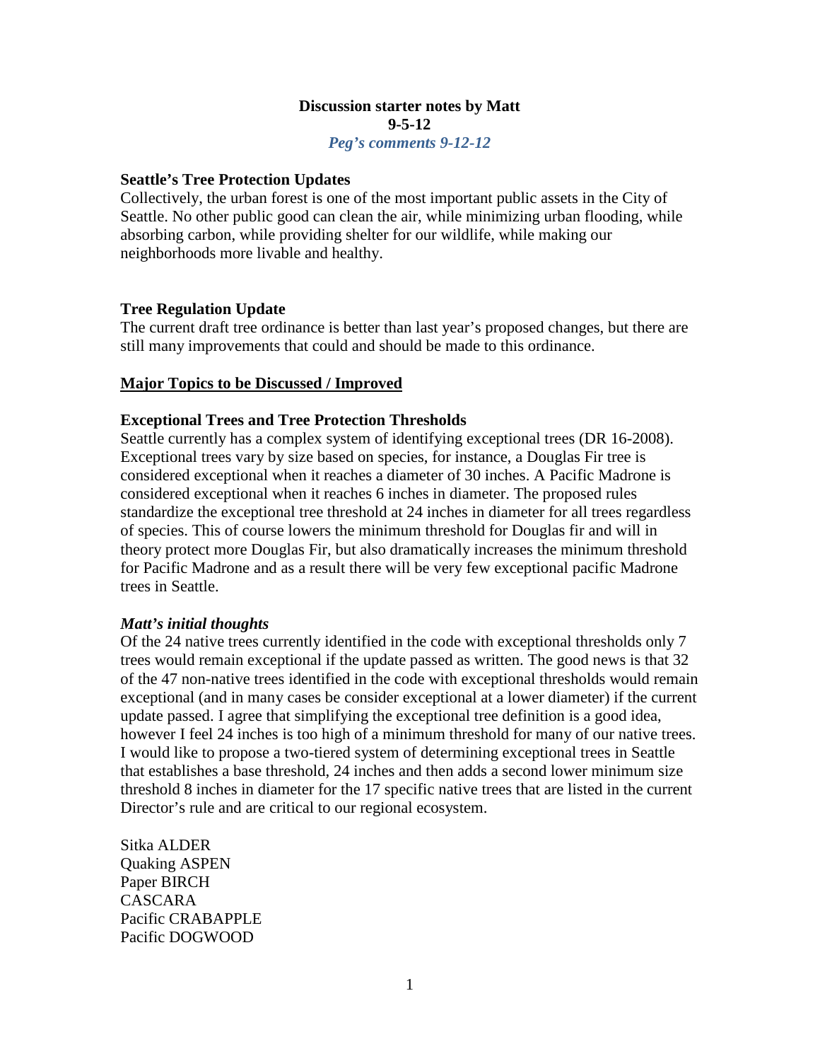**Discussion starter notes by Matt**
**9-5-12**
***Peg's comments 9-12-12***

**Seattle's Tree Protection Updates**

Collectively, the urban forest is one of the most important public assets in the City of Seattle. No other public good can clean the air, while minimizing urban flooding, while absorbing carbon, while providing shelter for our wildlife, while making our neighborhoods more livable and healthy.

**Tree Regulation Update**

The current draft tree ordinance is better than last year's proposed changes, but there are still many improvements that could and should be made to this ordinance.

**<u>Major Topics to be Discussed / Improved</u>**

**Exceptional Trees and Tree Protection Thresholds**

Seattle currently has a complex system of identifying exceptional trees (DR 16-2008). Exceptional trees vary by size based on species, for instance, a Douglas Fir tree is considered exceptional when it reaches a diameter of 30 inches. A Pacific Madrone is considered exceptional when it reaches 6 inches in diameter. The proposed rules standardize the exceptional tree threshold at 24 inches in diameter for all trees regardless of species. This of course lowers the minimum threshold for Douglas fir and will in theory protect more Douglas Fir, but also dramatically increases the minimum threshold for Pacific Madrone and as a result there will be very few exceptional pacific Madrone trees in Seattle.

***Matt's initial thoughts***

Of the 24 native trees currently identified in the code with exceptional thresholds only 7 trees would remain exceptional if the update passed as written. The good news is that 32 of the 47 non-native trees identified in the code with exceptional thresholds would remain exceptional (and in many cases be consider exceptional at a lower diameter) if the current update passed. I agree that simplifying the exceptional tree definition is a good idea, however I feel 24 inches is too high of a minimum threshold for many of our native trees. I would like to propose a two-tiered system of determining exceptional trees in Seattle that establishes a base threshold, 24 inches and then adds a second lower minimum size threshold 8 inches in diameter for the 17 specific native trees that are listed in the current Director's rule and are critical to our regional ecosystem.

Sitka ALDER
Quaking ASPEN
Paper BIRCH
CASCARA
Pacific CRABAPPLE
Pacific DOGWOOD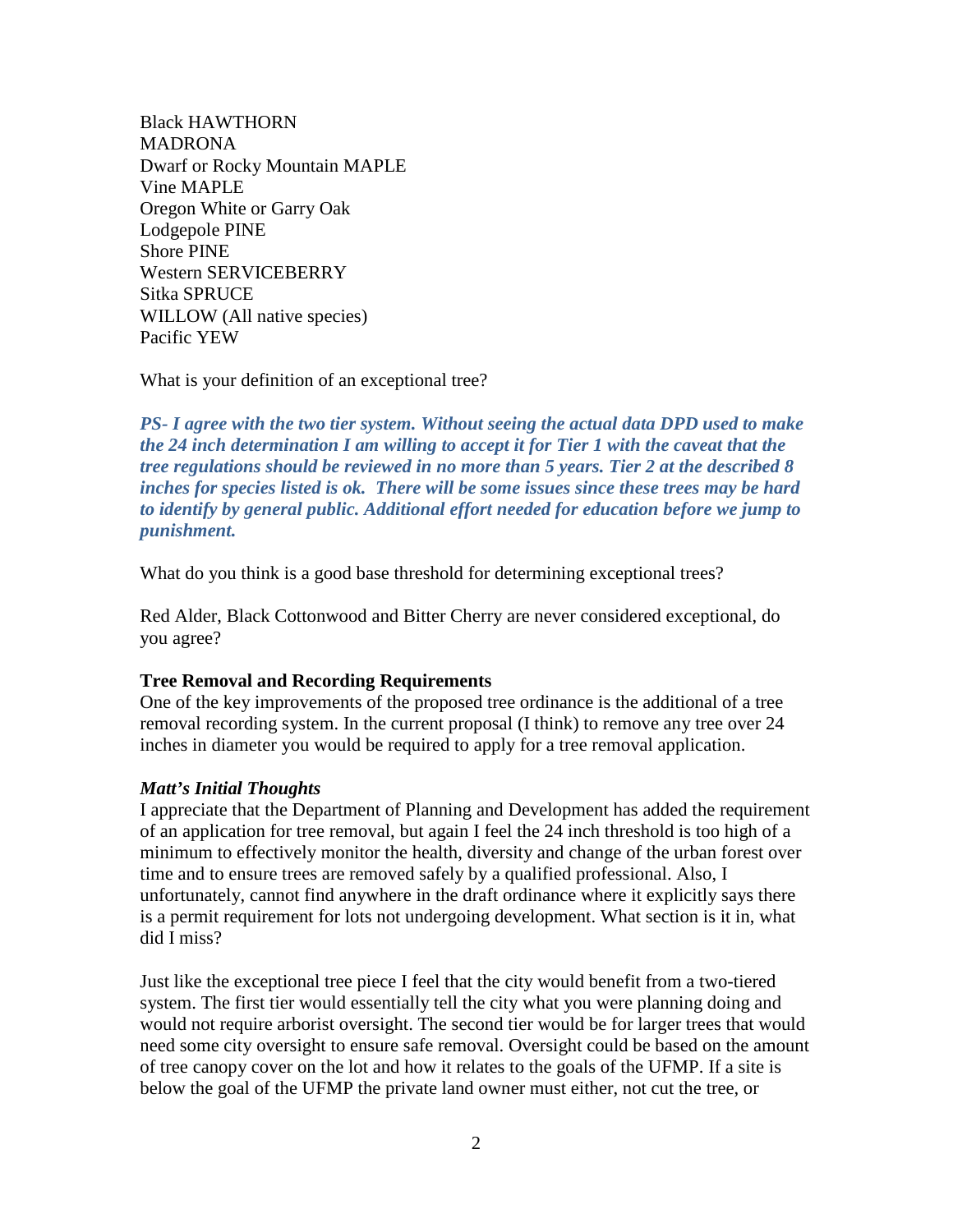Black HAWTHORN
MADRONA
Dwarf or Rocky Mountain MAPLE
Vine MAPLE
Oregon White or Garry Oak
Lodgepole PINE
Shore PINE
Western SERVICEBERRY
Sitka SPRUCE
WILLOW (All native species)
Pacific YEW

What is your definition of an exceptional tree?

***PS- I agree with the two tier system. Without seeing the actual data DPD used to make the 24 inch determination I am willing to accept it for Tier 1 with the caveat that the tree regulations should be reviewed in no more than 5 years. Tier 2 at the described 8 inches for species listed is ok. There will be some issues since these trees may be hard to identify by general public. Additional effort needed for education before we jump to punishment.***

What do you think is a good base threshold for determining exceptional trees?

Red Alder, Black Cottonwood and Bitter Cherry are never considered exceptional, do you agree?

**Tree Removal and Recording Requirements**

One of the key improvements of the proposed tree ordinance is the additional of a tree removal recording system. In the current proposal (I think) to remove any tree over 24 inches in diameter you would be required to apply for a tree removal application.

***Matt's Initial Thoughts***

I appreciate that the Department of Planning and Development has added the requirement of an application for tree removal, but again I feel the 24 inch threshold is too high of a minimum to effectively monitor the health, diversity and change of the urban forest over time and to ensure trees are removed safely by a qualified professional. Also, I unfortunately, cannot find anywhere in the draft ordinance where it explicitly says there is a permit requirement for lots not undergoing development. What section is it in, what did I miss?

Just like the exceptional tree piece I feel that the city would benefit from a two-tiered system. The first tier would essentially tell the city what you were planning doing and would not require arborist oversight. The second tier would be for larger trees that would need some city oversight to ensure safe removal. Oversight could be based on the amount of tree canopy cover on the lot and how it relates to the goals of the UFMP. If a site is below the goal of the UFMP the private land owner must either, not cut the tree, or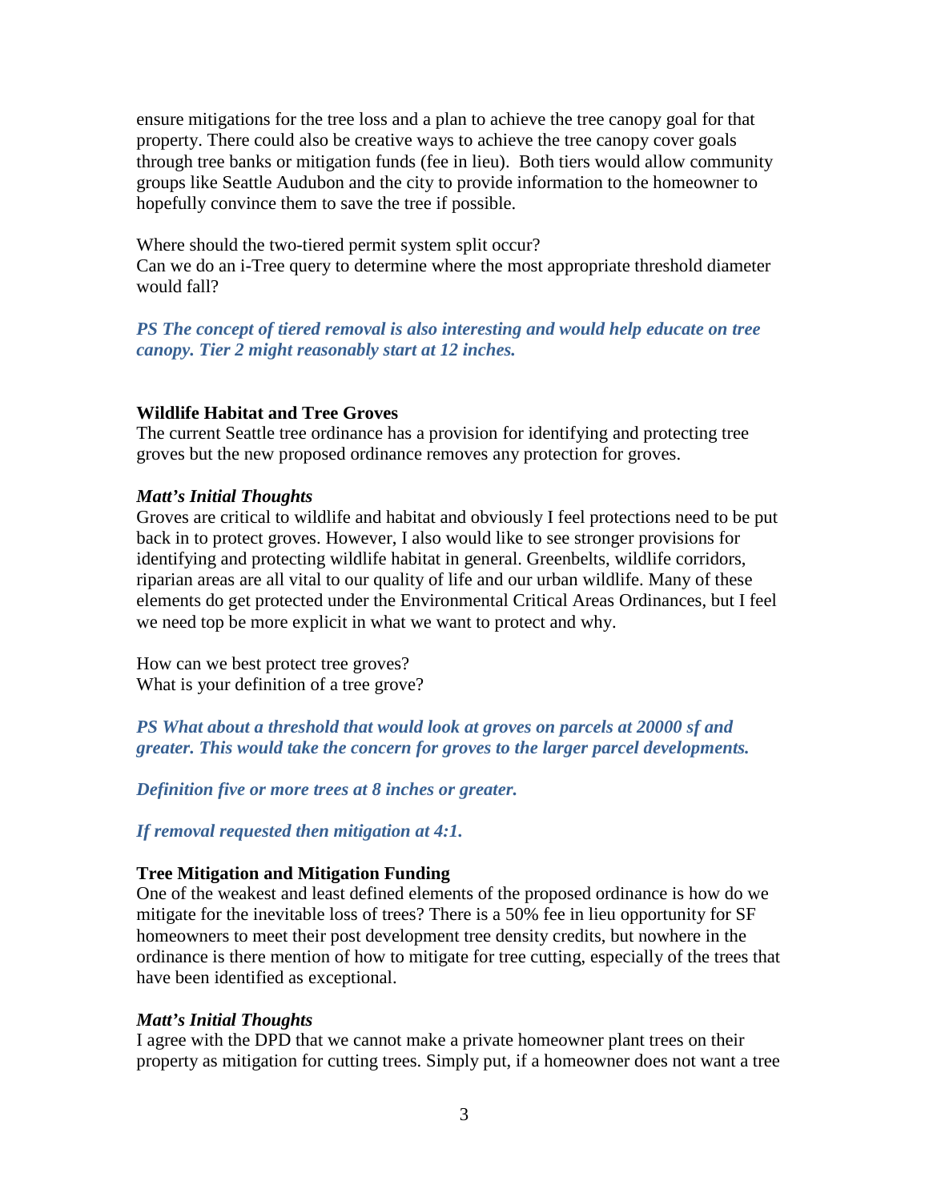ensure mitigations for the tree loss and a plan to achieve the tree canopy goal for that property. There could also be creative ways to achieve the tree canopy cover goals through tree banks or mitigation funds (fee in lieu). Both tiers would allow community groups like Seattle Audubon and the city to provide information to the homeowner to hopefully convince them to save the tree if possible.

Where should the two-tiered permit system split occur?
Can we do an i-Tree query to determine where the most appropriate threshold diameter would fall?

***PS The concept of tiered removal is also interesting and would help educate on tree canopy. Tier 2 might reasonably start at 12 inches.***

**Wildlife Habitat and Tree Groves**
The current Seattle tree ordinance has a provision for identifying and protecting tree groves but the new proposed ordinance removes any protection for groves.

***Matt's Initial Thoughts***
Groves are critical to wildlife and habitat and obviously I feel protections need to be put back in to protect groves. However, I also would like to see stronger provisions for identifying and protecting wildlife habitat in general. Greenbelts, wildlife corridors, riparian areas are all vital to our quality of life and our urban wildlife. Many of these elements do get protected under the Environmental Critical Areas Ordinances, but I feel we need top be more explicit in what we want to protect and why.

How can we best protect tree groves?
What is your definition of a tree grove?

***PS What about a threshold that would look at groves on parcels at 20000 sf and greater. This would take the concern for groves to the larger parcel developments.***

***Definition five or more trees at 8 inches or greater.***

***If removal requested then mitigation at 4:1.***

**Tree Mitigation and Mitigation Funding**
One of the weakest and least defined elements of the proposed ordinance is how do we mitigate for the inevitable loss of trees? There is a 50% fee in lieu opportunity for SF homeowners to meet their post development tree density credits, but nowhere in the ordinance is there mention of how to mitigate for tree cutting, especially of the trees that have been identified as exceptional.

***Matt's Initial Thoughts***
I agree with the DPD that we cannot make a private homeowner plant trees on their property as mitigation for cutting trees. Simply put, if a homeowner does not want a tree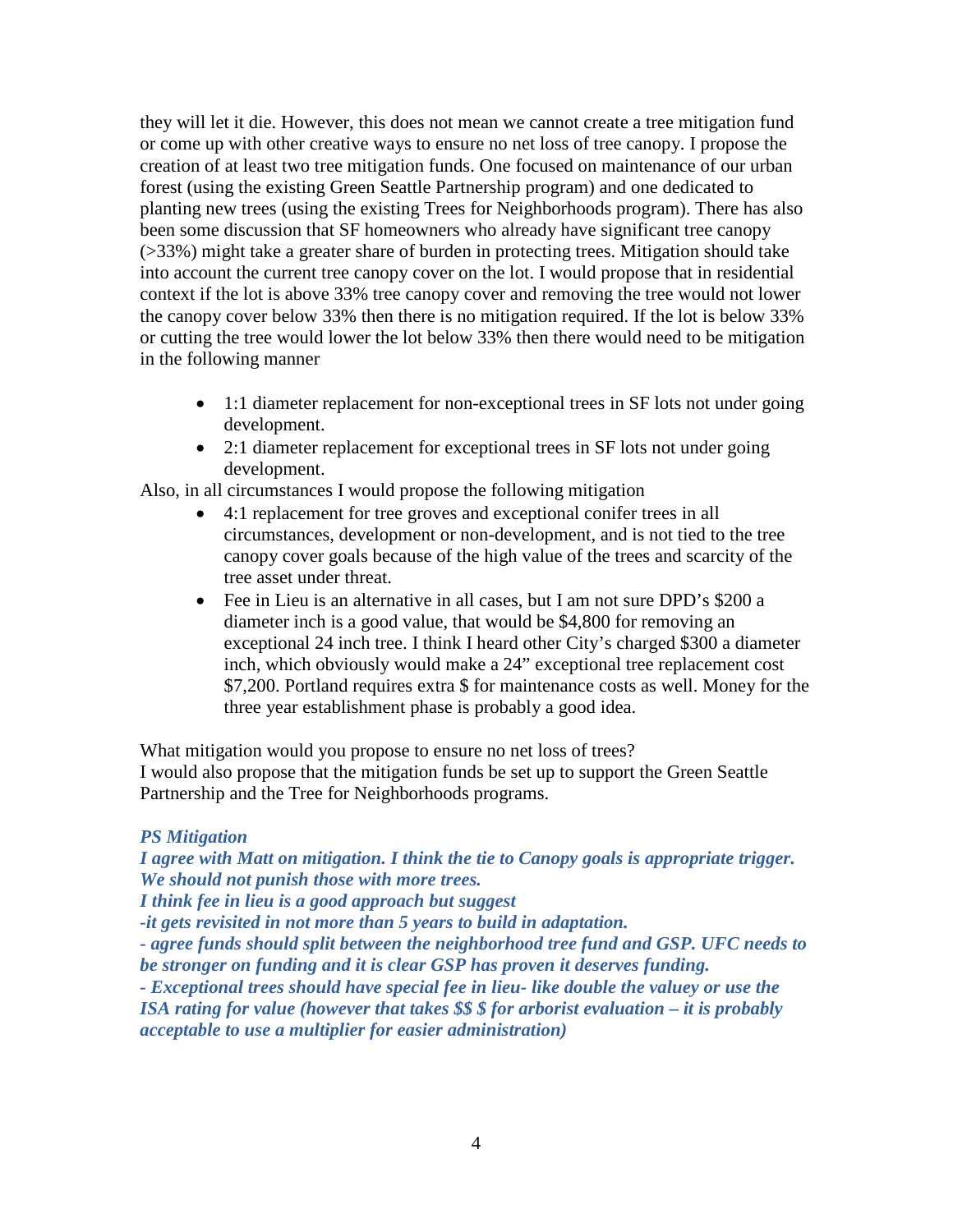they will let it die. However, this does not mean we cannot create a tree mitigation fund or come up with other creative ways to ensure no net loss of tree canopy. I propose the creation of at least two tree mitigation funds. One focused on maintenance of our urban forest (using the existing Green Seattle Partnership program) and one dedicated to planting new trees (using the existing Trees for Neighborhoods program). There has also been some discussion that SF homeowners who already have significant tree canopy (>33%) might take a greater share of burden in protecting trees. Mitigation should take into account the current tree canopy cover on the lot. I would propose that in residential context if the lot is above 33% tree canopy cover and removing the tree would not lower the canopy cover below 33% then there is no mitigation required. If the lot is below 33% or cutting the tree would lower the lot below 33% then there would need to be mitigation in the following manner

- 1:1 diameter replacement for non-exceptional trees in SF lots not under going development.
- 2:1 diameter replacement for exceptional trees in SF lots not under going development.

Also, in all circumstances I would propose the following mitigation

- 4:1 replacement for tree groves and exceptional conifer trees in all circumstances, development or non-development, and is not tied to the tree canopy cover goals because of the high value of the trees and scarcity of the tree asset under threat.
- Fee in Lieu is an alternative in all cases, but I am not sure DPD's $200 a diameter inch is a good value, that would be $4,800 for removing an exceptional 24 inch tree. I think I heard other City's charged $300 a diameter inch, which obviously would make a 24" exceptional tree replacement cost $7,200. Portland requires extra $ for maintenance costs as well. Money for the three year establishment phase is probably a good idea.

What mitigation would you propose to ensure no net loss of trees?
I would also propose that the mitigation funds be set up to support the Green Seattle Partnership and the Tree for Neighborhoods programs.

***PS Mitigation***
***I agree with Matt on mitigation. I think the tie to Canopy goals is appropriate trigger. We should not punish those with more trees.***
***I think fee in lieu is a good approach but suggest***
***-it gets revisited in not more than 5 years to build in adaptation.***
***- agree funds should split between the neighborhood tree fund and GSP. UFC needs to be stronger on funding and it is clear GSP has proven it deserves funding.***
***- Exceptional trees should have special fee in lieu- like double the valuey or use the ISA rating for value (however that takes $$ $ for arborist evaluation – it is probably acceptable to use a multiplier for easier administration)***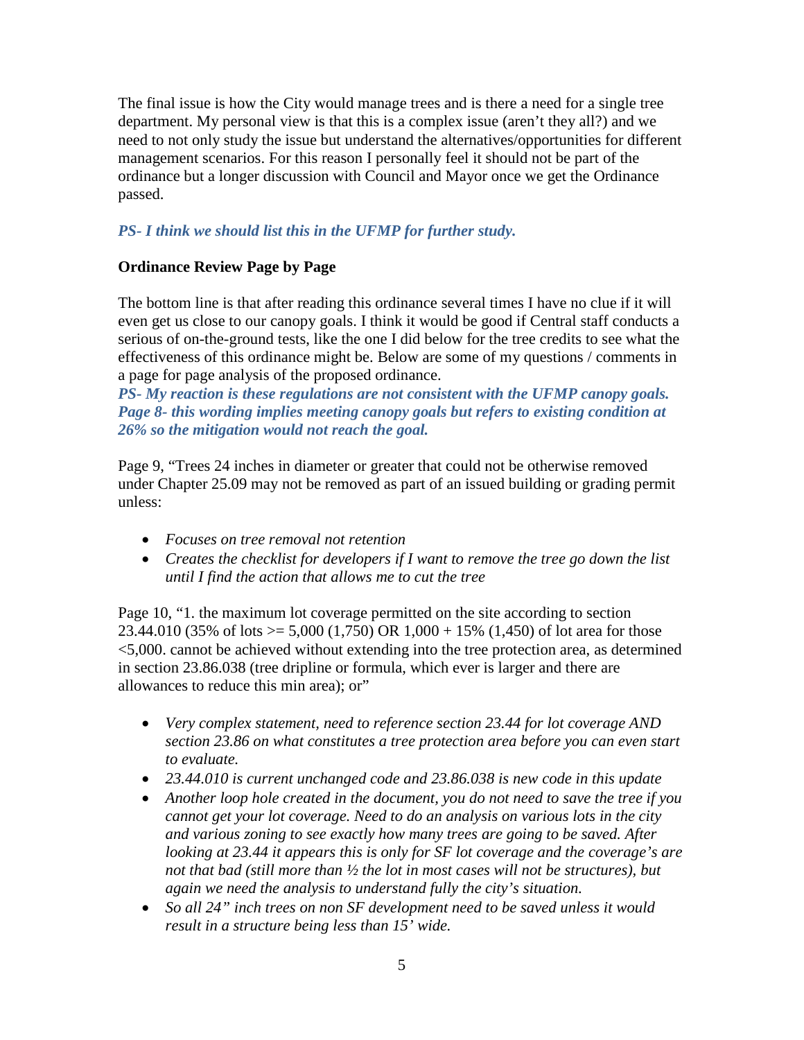The final issue is how the City would manage trees and is there a need for a single tree department. My personal view is that this is a complex issue (aren't they all?) and we need to not only study the issue but understand the alternatives/opportunities for different management scenarios. For this reason I personally feel it should not be part of the ordinance but a longer discussion with Council and Mayor once we get the Ordinance passed.

***PS- I think we should list this in the UFMP for further study.***

**Ordinance Review Page by Page**

The bottom line is that after reading this ordinance several times I have no clue if it will even get us close to our canopy goals. I think it would be good if Central staff conducts a serious of on-the-ground tests, like the one I did below for the tree credits to see what the effectiveness of this ordinance might be. Below are some of my questions / comments in a page for page analysis of the proposed ordinance.
***PS- My reaction is these regulations are not consistent with the UFMP canopy goals. Page 8- this wording implies meeting canopy goals but refers to existing condition at 26% so the mitigation would not reach the goal.***

Page 9, "Trees 24 inches in diameter or greater that could not be otherwise removed under Chapter 25.09 may not be removed as part of an issued building or grading permit unless:

- *Focuses on tree removal not retention*
- *Creates the checklist for developers if I want to remove the tree go down the list until I find the action that allows me to cut the tree*

Page 10, "1. the maximum lot coverage permitted on the site according to section 23.44.010 (35% of lots >= 5,000 (1,750) OR 1,000 + 15% (1,450) of lot area for those <5,000. cannot be achieved without extending into the tree protection area, as determined in section 23.86.038 (tree dripline or formula, which ever is larger and there are allowances to reduce this min area); or"

- *Very complex statement, need to reference section 23.44 for lot coverage AND section 23.86 on what constitutes a tree protection area before you can even start to evaluate.*
- *23.44.010 is current unchanged code and 23.86.038 is new code in this update*
- *Another loop hole created in the document, you do not need to save the tree if you cannot get your lot coverage. Need to do an analysis on various lots in the city and various zoning to see exactly how many trees are going to be saved. After looking at 23.44 it appears this is only for SF lot coverage and the coverage's are not that bad (still more than ½ the lot in most cases will not be structures), but again we need the analysis to understand fully the city's situation.*
- *So all 24" inch trees on non SF development need to be saved unless it would result in a structure being less than 15' wide.*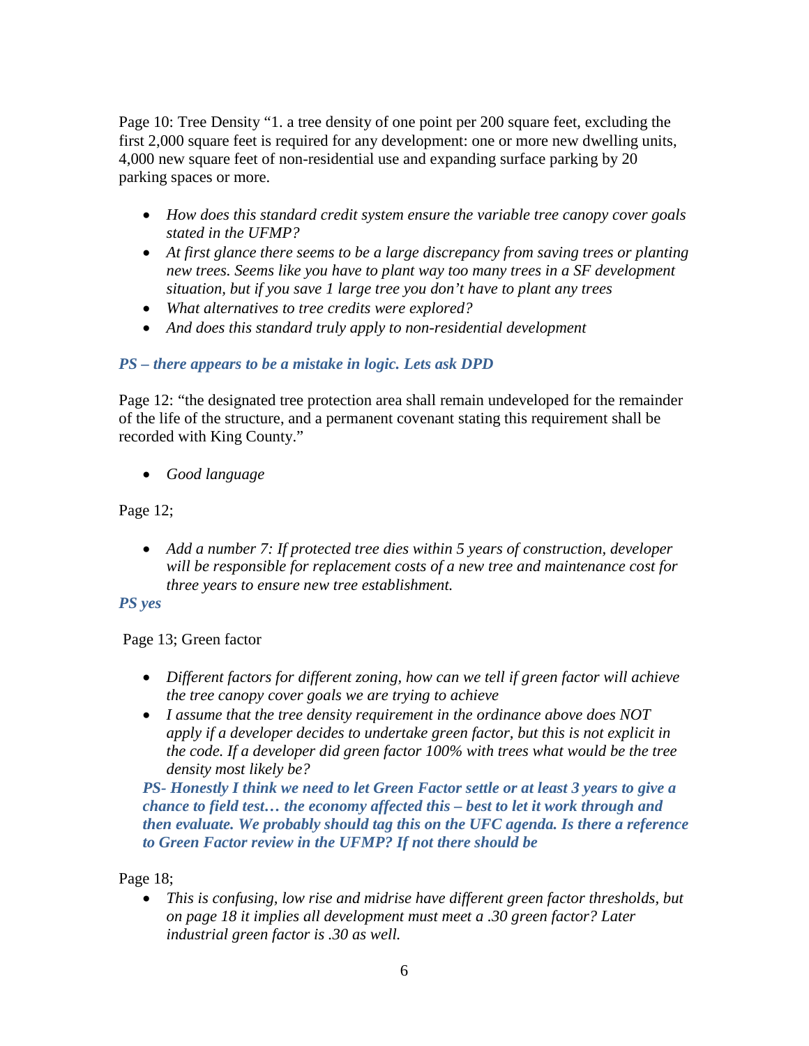Page 10: Tree Density "1. a tree density of one point per 200 square feet, excluding the first 2,000 square feet is required for any development: one or more new dwelling units, 4,000 new square feet of non-residential use and expanding surface parking by 20 parking spaces or more.

- *How does this standard credit system ensure the variable tree canopy cover goals stated in the UFMP?*
- *At first glance there seems to be a large discrepancy from saving trees or planting new trees. Seems like you have to plant way too many trees in a SF development situation, but if you save 1 large tree you don't have to plant any trees*
- *What alternatives to tree credits were explored?*
- *And does this standard truly apply to non-residential development*

***PS – there appears to be a mistake in logic. Lets ask DPD***

Page 12: "the designated tree protection area shall remain undeveloped for the remainder of the life of the structure, and a permanent covenant stating this requirement shall be recorded with King County."

- *Good language*

Page 12;

- *Add a number 7: If protected tree dies within 5 years of construction, developer will be responsible for replacement costs of a new tree and maintenance cost for three years to ensure new tree establishment.*

***PS yes***

Page 13; Green factor

- *Different factors for different zoning, how can we tell if green factor will achieve the tree canopy cover goals we are trying to achieve*
- *I assume that the tree density requirement in the ordinance above does NOT apply if a developer decides to undertake green factor, but this is not explicit in the code. If a developer did green factor 100% with trees what would be the tree density most likely be?*

  ***PS- Honestly I think we need to let Green Factor settle or at least 3 years to give a chance to field test… the economy affected this – best to let it work through and then evaluate. We probably should tag this on the UFC agenda. Is there a reference to Green Factor review in the UFMP? If not there should be***

Page 18;

- *This is confusing, low rise and midrise have different green factor thresholds, but on page 18 it implies all development must meet a .30 green factor? Later industrial green factor is .30 as well.*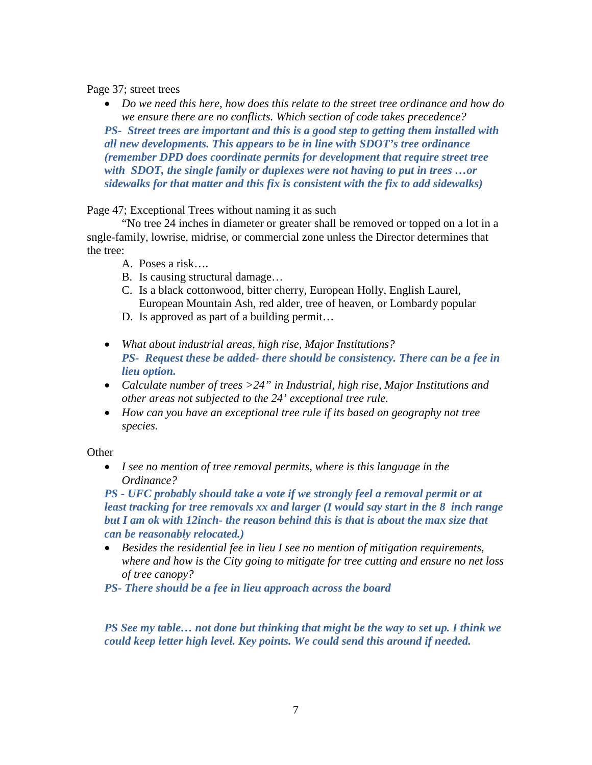Page 37; street trees

- *Do we need this here, how does this relate to the street tree ordinance and how do we ensure there are no conflicts. Which section of code takes precedence?*

***PS- Street trees are important and this is a good step to getting them installed with all new developments. This appears to be in line with SDOT's tree ordinance (remember DPD does coordinate permits for development that require street tree with SDOT, the single family or duplexes were not having to put in trees …or sidewalks for that matter and this fix is consistent with the fix to add sidewalks)***

Page 47; Exceptional Trees without naming it as such

"No tree 24 inches in diameter or greater shall be removed or topped on a lot in a sngle-family, lowrise, midrise, or commercial zone unless the Director determines that the tree:

A. Poses a risk….
B. Is causing structural damage…
C. Is a black cottonwood, bitter cherry, European Holly, English Laurel, European Mountain Ash, red alder, tree of heaven, or Lombardy popular
D. Is approved as part of a building permit…

- *What about industrial areas, high rise, Major Institutions?*
  ***PS- Request these be added- there should be consistency. There can be a fee in lieu option.***
- *Calculate number of trees >24" in Industrial, high rise, Major Institutions and other areas not subjected to the 24' exceptional tree rule.*
- *How can you have an exceptional tree rule if its based on geography not tree species.*

Other

- *I see no mention of tree removal permits, where is this language in the Ordinance?*

***PS - UFC probably should take a vote if we strongly feel a removal permit or at least tracking for tree removals xx and larger (I would say start in the 8 inch range but I am ok with 12inch- the reason behind this is that is about the max size that can be reasonably relocated.)***

- *Besides the residential fee in lieu I see no mention of mitigation requirements, where and how is the City going to mitigate for tree cutting and ensure no net loss of tree canopy?*

***PS- There should be a fee in lieu approach across the board***

***PS See my table… not done but thinking that might be the way to set up. I think we could keep letter high level. Key points. We could send this around if needed.***